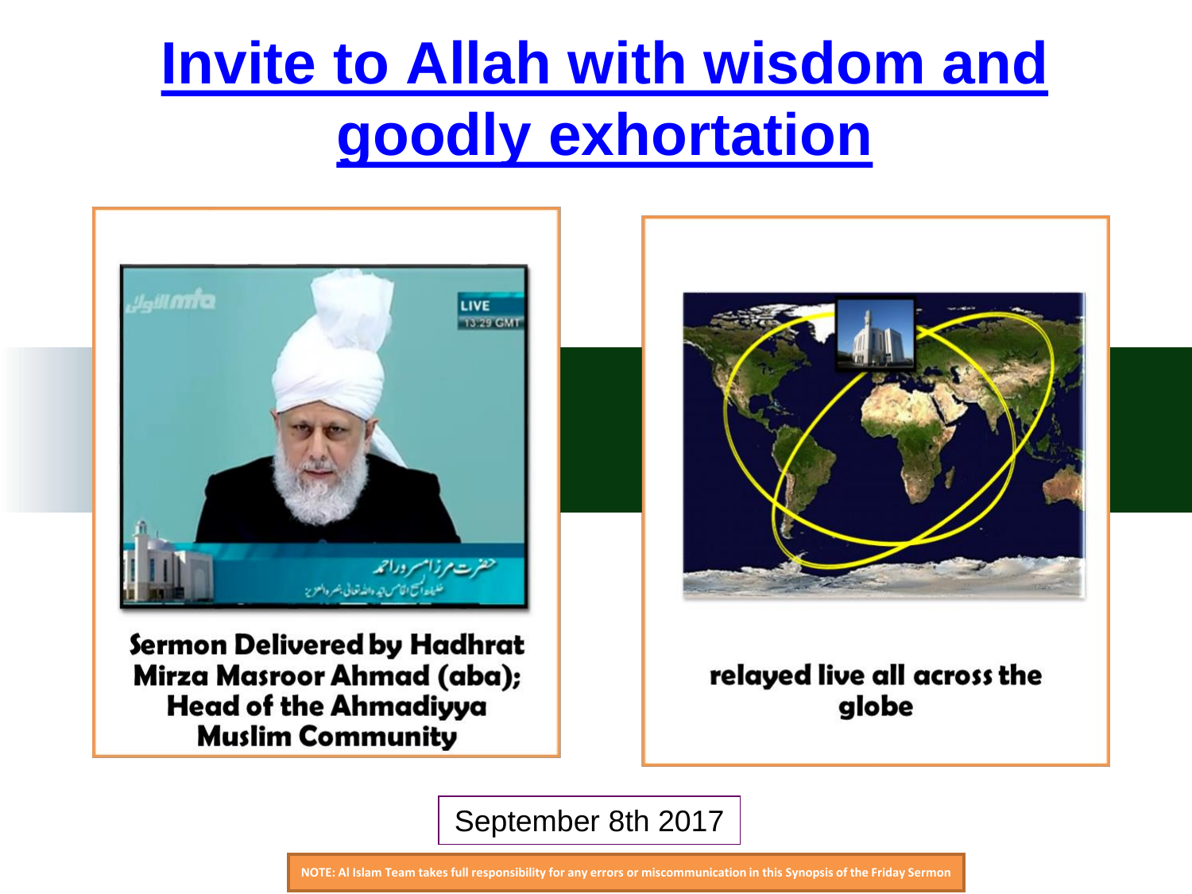# Invite to Allah with wisdom and goodly exhortation

**Sermon Delivered by Hadhrat Mirza Masroor Ahmad (aba); Head of the Ahmadiyya Muslim Community**

**relayed live all across the globe**

September 8th 2017

NOTE: Al Islam Team takes full responsibility for any errors or miscommunication in this Synopsis of the Friday Sermon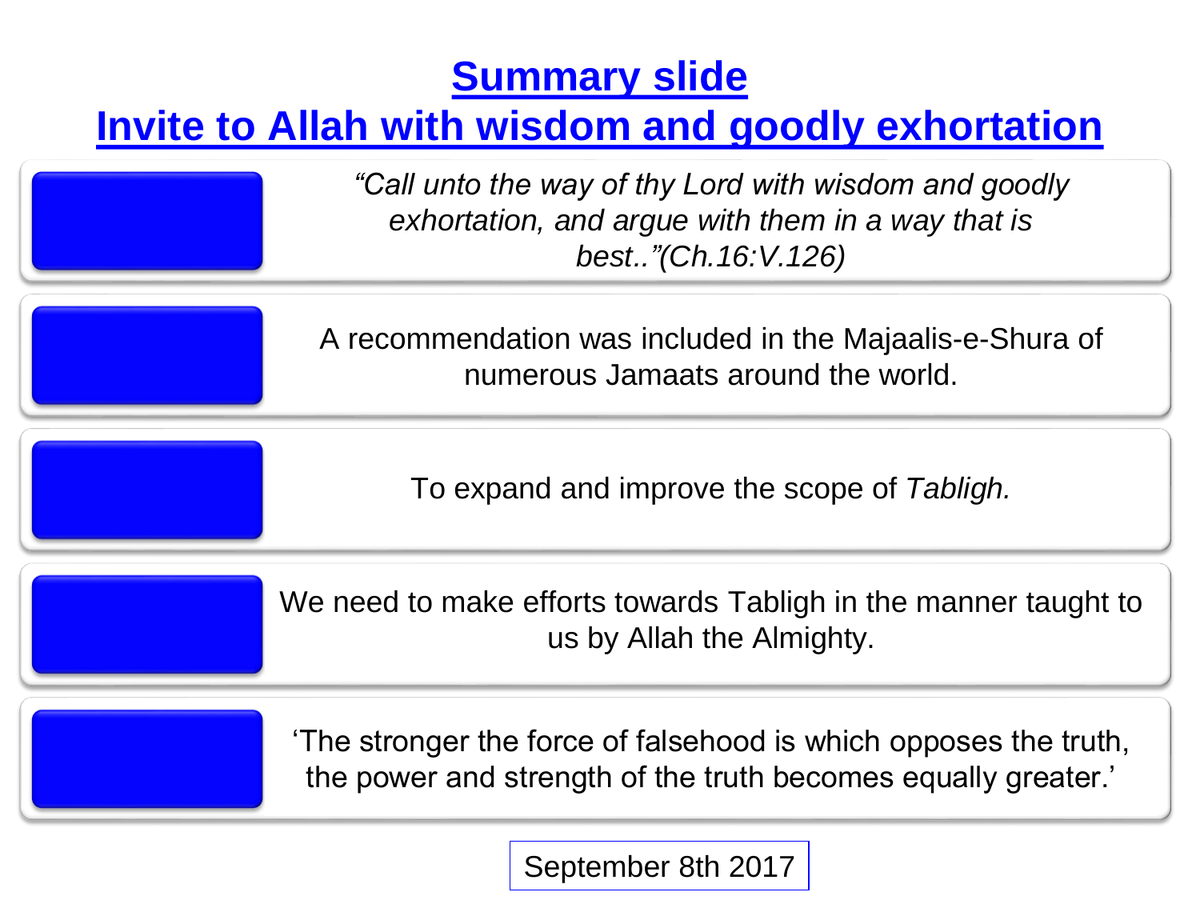# Summary slide

## Invite to Allah with wisdom and goodly exhortation

*"Call unto the way of thy Lord with wisdom and goodly exhortation, and argue with them in a way that is best.."(Ch.16:V.126)*

A recommendation was included in the Majaalis-e-Shura of numerous Jamaats around the world.

To expand and improve the scope of *Tabligh.*

We need to make efforts towards Tabligh in the manner taught to us by Allah the Almighty.

'The stronger the force of falsehood is which opposes the truth, the power and strength of the truth becomes equally greater.'

September 8th 2017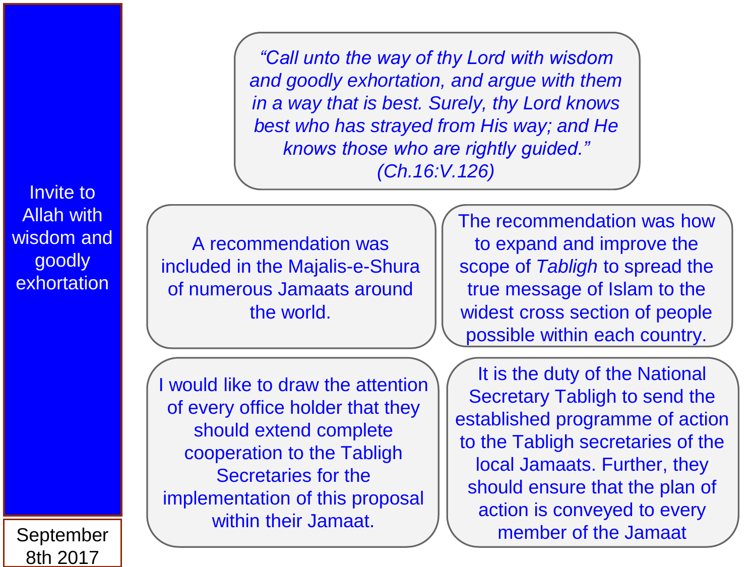## Invite to Allah with wisdom and goodly exhortation

September 8th 2017

*"Call unto the way of thy Lord with wisdom and goodly exhortation, and argue with them in a way that is best. Surely, thy Lord knows best who has strayed from His way; and He knows those who are rightly guided." (Ch.16:V.126)*

A recommendation was included in the Majalis-e-Shura of numerous Jamaats around the world.

The recommendation was how to expand and improve the scope of *Tabligh* to spread the true message of Islam to the widest cross section of people possible within each country.

I would like to draw the attention of every office holder that they should extend complete cooperation to the Tabligh Secretaries for the implementation of this proposal within their Jamaat.

It is the duty of the National Secretary Tabligh to send the established programme of action to the Tabligh secretaries of the local Jamaats. Further, they should ensure that the plan of action is conveyed to every member of the Jamaat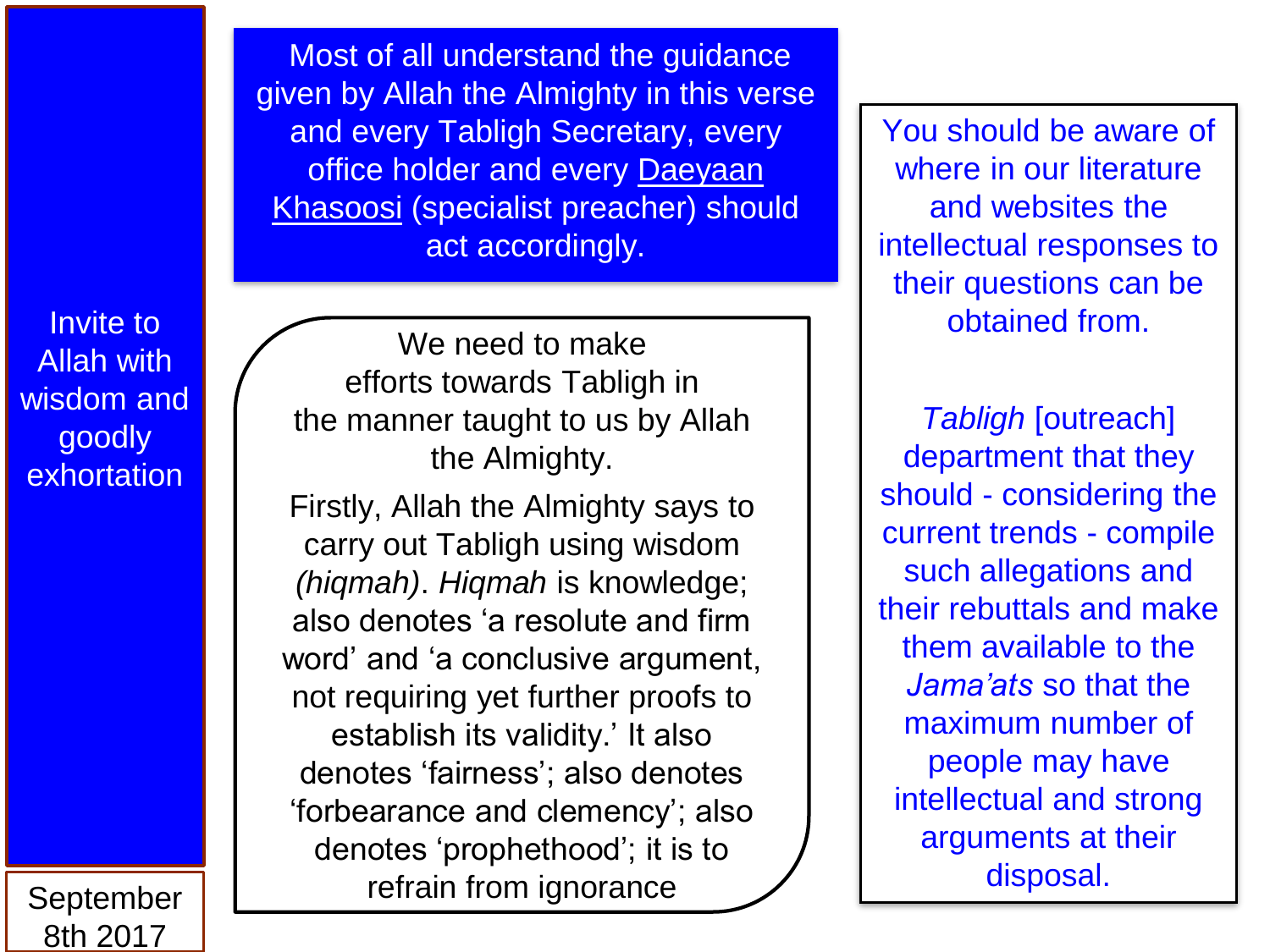## Invite to Allah with wisdom and goodly exhortation

September 8th 2017

Most of all understand the guidance given by Allah the Almighty in this verse and every Tabligh Secretary, every office holder and every Daeyaan Khasoosi (specialist preacher) should act accordingly.

We need to make efforts towards Tabligh in the manner taught to us by Allah the Almighty.

Firstly, Allah the Almighty says to carry out Tabligh using wisdom *(hiqmah)*. *Hiqmah* is knowledge; also denotes 'a resolute and firm word' and 'a conclusive argument, not requiring yet further proofs to establish its validity.' It also denotes 'fairness'; also denotes 'forbearance and clemency'; also denotes 'prophethood'; it is to refrain from ignorance

You should be aware of where in our literature and websites the intellectual responses to their questions can be obtained from.

*Tabligh* [outreach] department that they should - considering the current trends - compile such allegations and their rebuttals and make them available to the *Jama'ats* so that the maximum number of people may have intellectual and strong arguments at their disposal.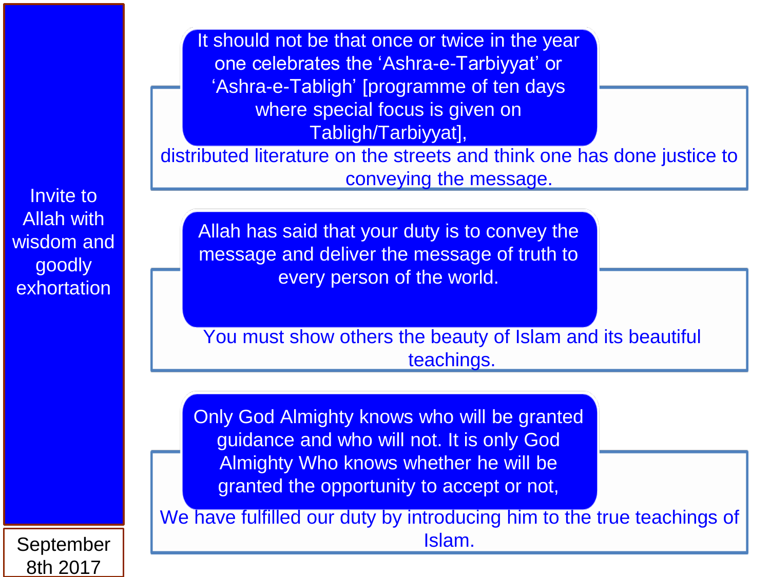Invite to Allah with wisdom and goodly exhortation

September 8th 2017

It should not be that once or twice in the year one celebrates the 'Ashra-e-Tarbiyyat' or 'Ashra-e-Tabligh' [programme of ten days where special focus is given on Tabligh/Tarbiyyat],

distributed literature on the streets and think one has done justice to conveying the message.

Allah has said that your duty is to convey the message and deliver the message of truth to every person of the world.

You must show others the beauty of Islam and its beautiful teachings.

Only God Almighty knows who will be granted guidance and who will not. It is only God Almighty Who knows whether he will be granted the opportunity to accept or not,

We have fulfilled our duty by introducing him to the true teachings of Islam.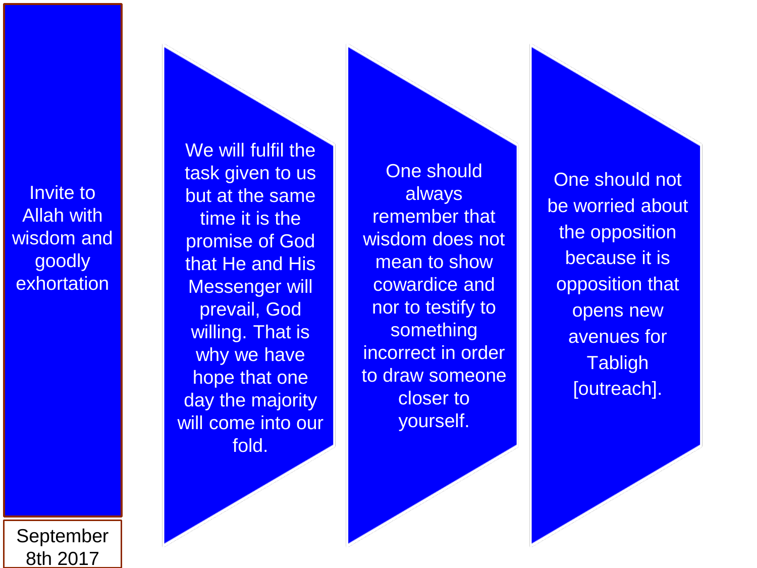# Invite to Allah with wisdom and goodly exhortation

September 8th 2017

- We will fulfil the task given to us but at the same time it is the promise of God that He and His Messenger will prevail, God willing. That is why we have hope that one day the majority will come into our fold.
- One should always remember that wisdom does not mean to show cowardice and nor to testify to something incorrect in order to draw someone closer to yourself.
- One should not be worried about the opposition because it is opposition that opens new avenues for Tabligh [outreach].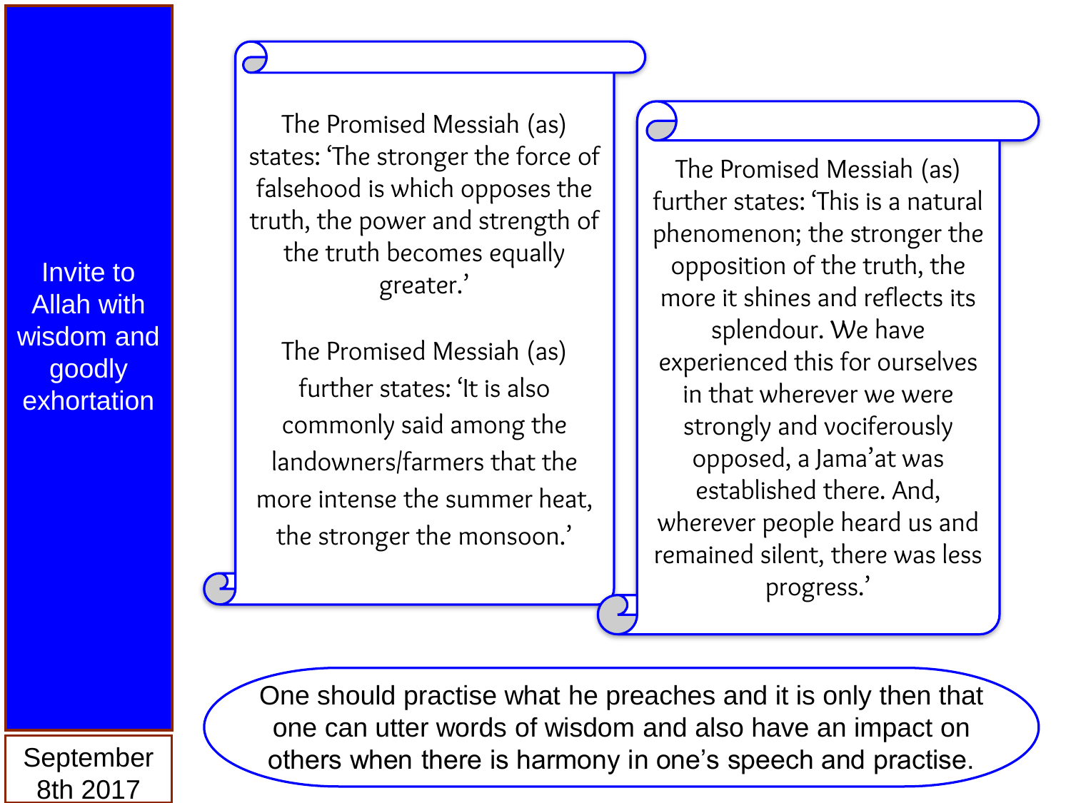# Invite to Allah with wisdom and goodly exhortation

The Promised Messiah (as) states: 'The stronger the force of falsehood is which opposes the truth, the power and strength of the truth becomes equally greater.'

The Promised Messiah (as) further states: 'It is also commonly said among the landowners/farmers that the more intense the summer heat, the stronger the monsoon.'

The Promised Messiah (as) further states: 'This is a natural phenomenon; the stronger the opposition of the truth, the more it shines and reflects its splendour. We have experienced this for ourselves in that wherever we were strongly and vociferously opposed, a Jama'at was established there. And, wherever people heard us and remained silent, there was less progress.'

One should practise what he preaches and it is only then that one can utter words of wisdom and also have an impact on others when there is harmony in one's speech and practise.

September 8th 2017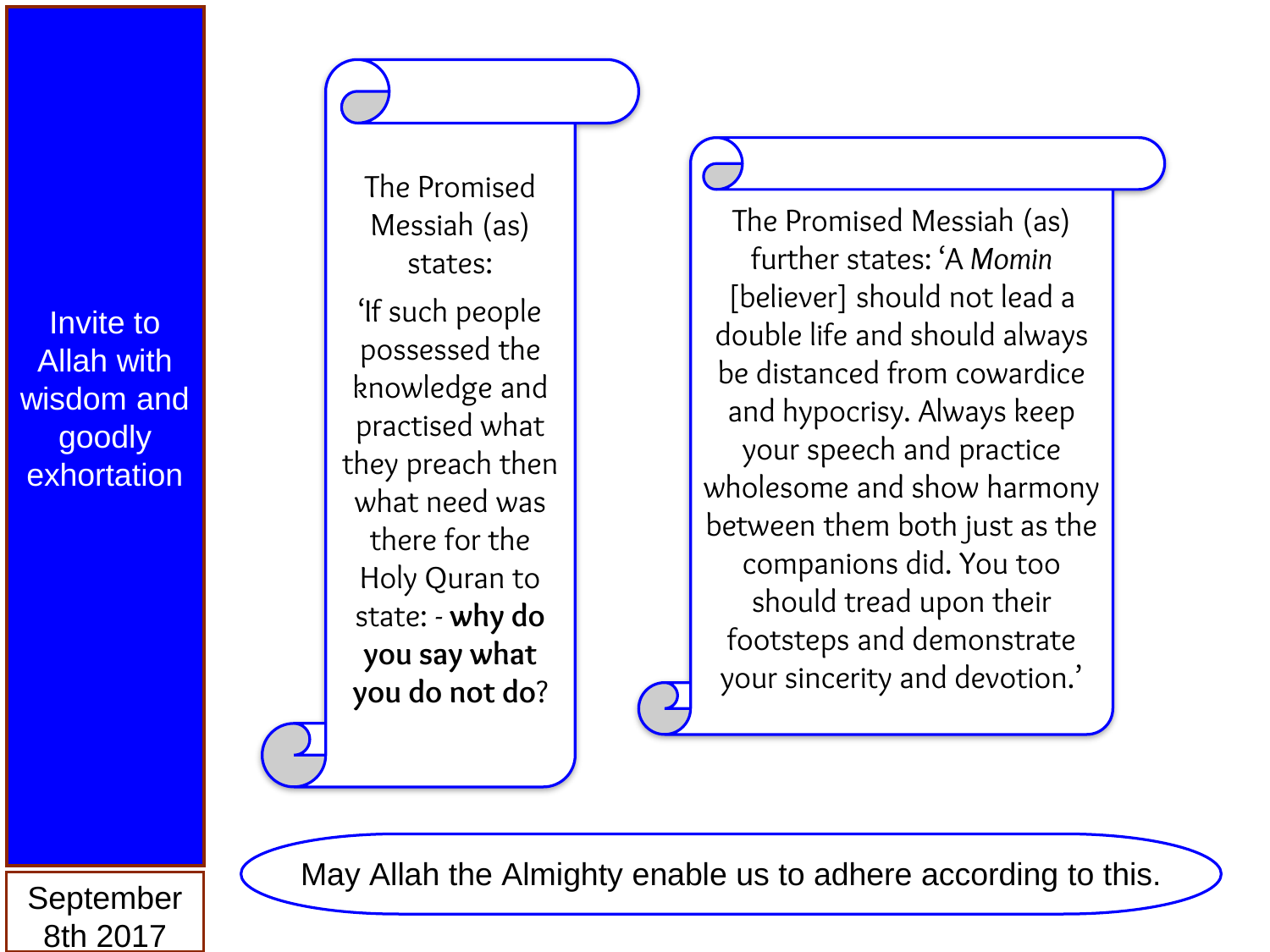Invite to Allah with wisdom and goodly exhortation

September 8th 2017

The Promised Messiah (as) states:

'If such people possessed the knowledge and practised what they preach then what need was there for the Holy Quran to state: - **why do you say what you do not do**?

The Promised Messiah (as) further states: 'A *Momin* [believer] should not lead a double life and should always be distanced from cowardice and hypocrisy. Always keep your speech and practice wholesome and show harmony between them both just as the companions did. You too should tread upon their footsteps and demonstrate your sincerity and devotion.'

May Allah the Almighty enable us to adhere according to this.